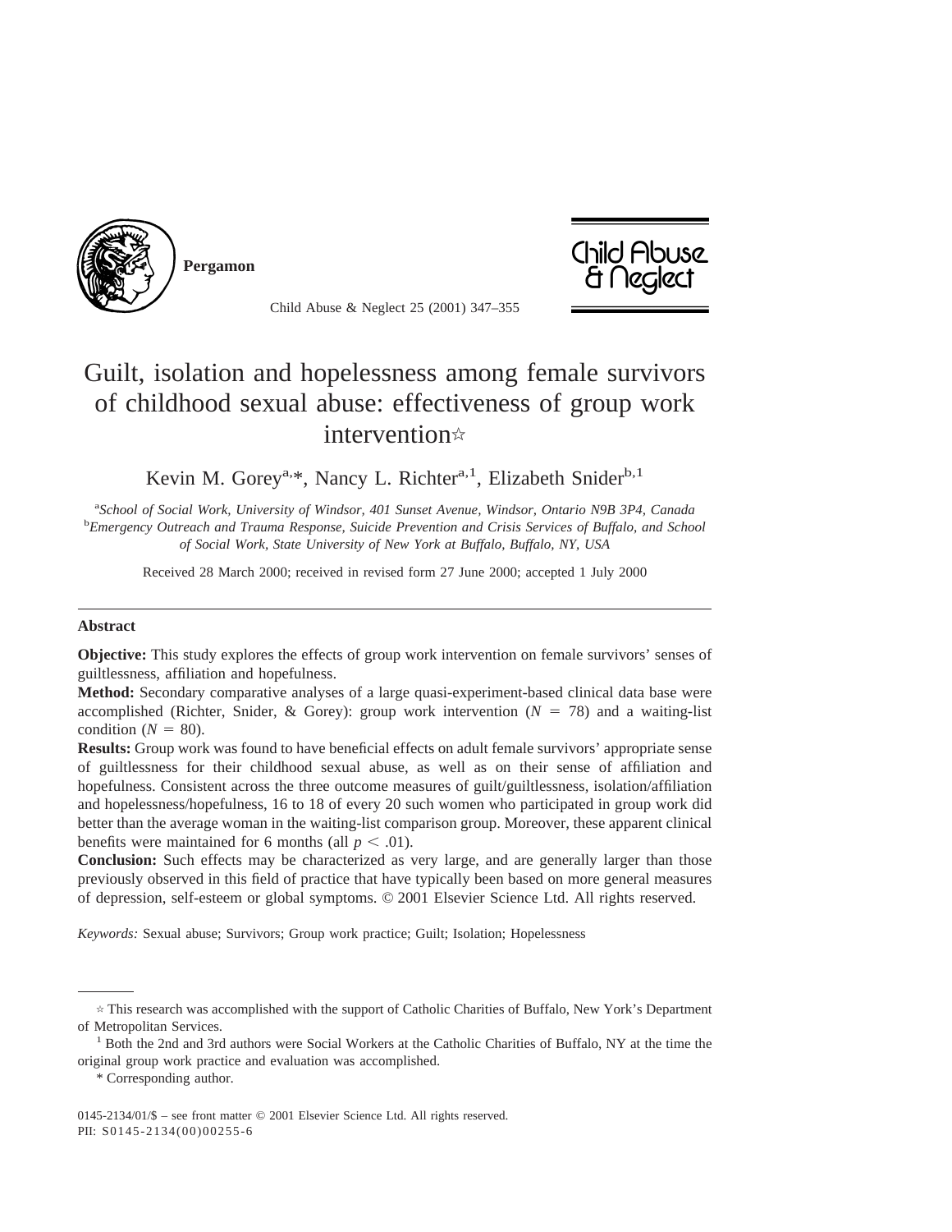# Guilt, isolation and hopelessness among female survivors of childhood sexual abuse: effectiveness of group work intervention☆

Kevin M. Gorey[a,*], Nancy L. Richter[a,1], Elizabeth Snider[b,1]

[a]*School of Social Work, University of Windsor, 401 Sunset Avenue, Windsor, Ontario N9B 3P4, Canada*
[b]*Emergency Outreach and Trauma Response, Suicide Prevention and Crisis Services of Buffalo, and School of Social Work, State University of New York at Buffalo, Buffalo, NY, USA*

Received 28 March 2000; received in revised form 27 June 2000; accepted 1 July 2000

## Abstract

**Objective:** This study explores the effects of group work intervention on female survivors' senses of guiltlessness, affiliation and hopefulness.

**Method:** Secondary comparative analyses of a large quasi-experiment-based clinical data base were accomplished (Richter, Snider, & Gorey): group work intervention ($N = 78$) and a waiting-list condition ($N = 80$).

**Results:** Group work was found to have beneficial effects on adult female survivors' appropriate sense of guiltlessness for their childhood sexual abuse, as well as on their sense of affiliation and hopefulness. Consistent across the three outcome measures of guilt/guiltlessness, isolation/affiliation and hopelessness/hopefulness, 16 to 18 of every 20 such women who participated in group work did better than the average woman in the waiting-list comparison group. Moreover, these apparent clinical benefits were maintained for 6 months (all $p < .01$).

**Conclusion:** Such effects may be characterized as very large, and are generally larger than those previously observed in this field of practice that have typically been based on more general measures of depression, self-esteem or global symptoms. © 2001 Elsevier Science Ltd. All rights reserved.

*Keywords:* Sexual abuse; Survivors; Group work practice; Guilt; Isolation; Hopelessness

---

☆ This research was accomplished with the support of Catholic Charities of Buffalo, New York's Department of Metropolitan Services.

[1] Both the 2nd and 3rd authors were Social Workers at the Catholic Charities of Buffalo, NY at the time the original group work practice and evaluation was accomplished.

\* Corresponding author.

0145-2134/01/$ – see front matter © 2001 Elsevier Science Ltd. All rights reserved.
PII: S0145-2134(00)00255-6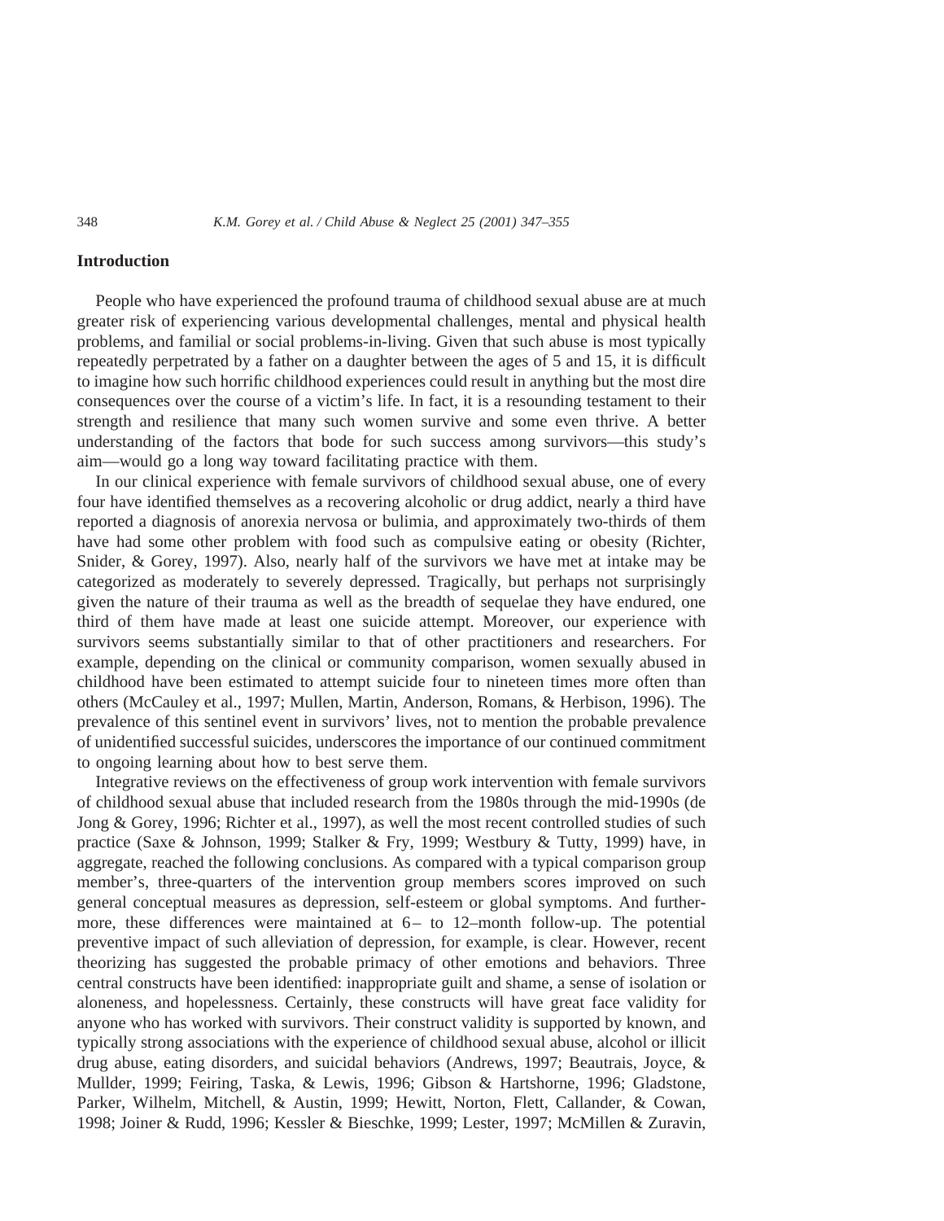## Introduction

People who have experienced the profound trauma of childhood sexual abuse are at much greater risk of experiencing various developmental challenges, mental and physical health problems, and familial or social problems-in-living. Given that such abuse is most typically repeatedly perpetrated by a father on a daughter between the ages of 5 and 15, it is difficult to imagine how such horrific childhood experiences could result in anything but the most dire consequences over the course of a victim's life. In fact, it is a resounding testament to their strength and resilience that many such women survive and some even thrive. A better understanding of the factors that bode for such success among survivors—this study's aim—would go a long way toward facilitating practice with them.

In our clinical experience with female survivors of childhood sexual abuse, one of every four have identified themselves as a recovering alcoholic or drug addict, nearly a third have reported a diagnosis of anorexia nervosa or bulimia, and approximately two-thirds of them have had some other problem with food such as compulsive eating or obesity (Richter, Snider, & Gorey, 1997). Also, nearly half of the survivors we have met at intake may be categorized as moderately to severely depressed. Tragically, but perhaps not surprisingly given the nature of their trauma as well as the breadth of sequelae they have endured, one third of them have made at least one suicide attempt. Moreover, our experience with survivors seems substantially similar to that of other practitioners and researchers. For example, depending on the clinical or community comparison, women sexually abused in childhood have been estimated to attempt suicide four to nineteen times more often than others (McCauley et al., 1997; Mullen, Martin, Anderson, Romans, & Herbison, 1996). The prevalence of this sentinel event in survivors' lives, not to mention the probable prevalence of unidentified successful suicides, underscores the importance of our continued commitment to ongoing learning about how to best serve them.

Integrative reviews on the effectiveness of group work intervention with female survivors of childhood sexual abuse that included research from the 1980s through the mid-1990s (de Jong & Gorey, 1996; Richter et al., 1997), as well the most recent controlled studies of such practice (Saxe & Johnson, 1999; Stalker & Fry, 1999; Westbury & Tutty, 1999) have, in aggregate, reached the following conclusions. As compared with a typical comparison group member's, three-quarters of the intervention group members scores improved on such general conceptual measures as depression, self-esteem or global symptoms. And furthermore, these differences were maintained at 6– to 12–month follow-up. The potential preventive impact of such alleviation of depression, for example, is clear. However, recent theorizing has suggested the probable primacy of other emotions and behaviors. Three central constructs have been identified: inappropriate guilt and shame, a sense of isolation or aloneness, and hopelessness. Certainly, these constructs will have great face validity for anyone who has worked with survivors. Their construct validity is supported by known, and typically strong associations with the experience of childhood sexual abuse, alcohol or illicit drug abuse, eating disorders, and suicidal behaviors (Andrews, 1997; Beautrais, Joyce, & Mullder, 1999; Feiring, Taska, & Lewis, 1996; Gibson & Hartshorne, 1996; Gladstone, Parker, Wilhelm, Mitchell, & Austin, 1999; Hewitt, Norton, Flett, Callander, & Cowan, 1998; Joiner & Rudd, 1996; Kessler & Bieschke, 1999; Lester, 1997; McMillen & Zuravin,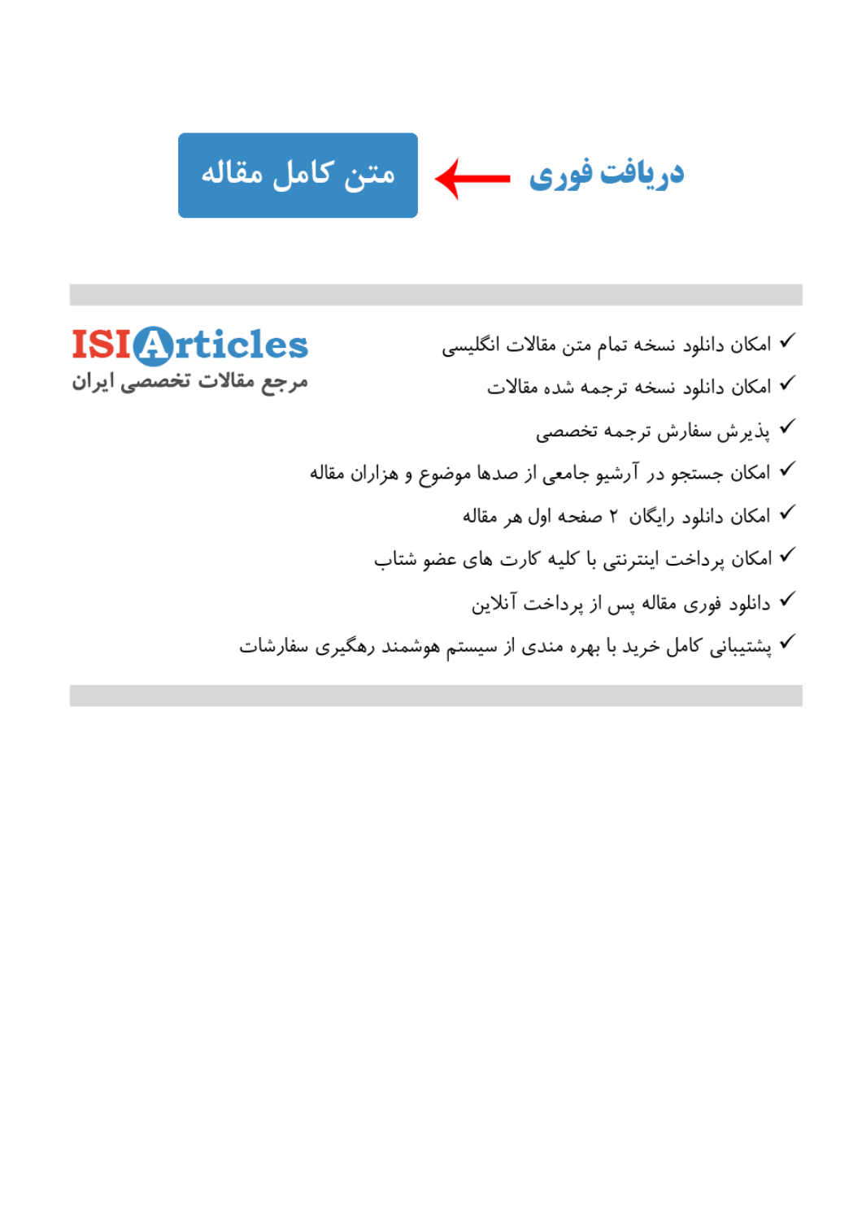دریافت فوری ← متن کامل مقاله

**ISIArticles**
مرجع مقالات تخصصی ایران

- ✓ امکان دانلود نسخه تمام متن مقالات انگلیسی
- ✓ امکان دانلود نسخه ترجمه شده مقالات
- ✓ پذیرش سفارش ترجمه تخصصی
- ✓ امکان جستجو در آرشیو جامعی از صدها موضوع و هزاران مقاله
- ✓ امکان دانلود رایگان ۲ صفحه اول هر مقاله
- ✓ امکان پرداخت اینترنتی با کلیه کارت های عضو شتاب
- ✓ دانلود فوری مقاله پس از پرداخت آنلاین
- ✓ پشتیبانی کامل خرید با بهره مندی از سیستم هوشمند رهگیری سفارشات